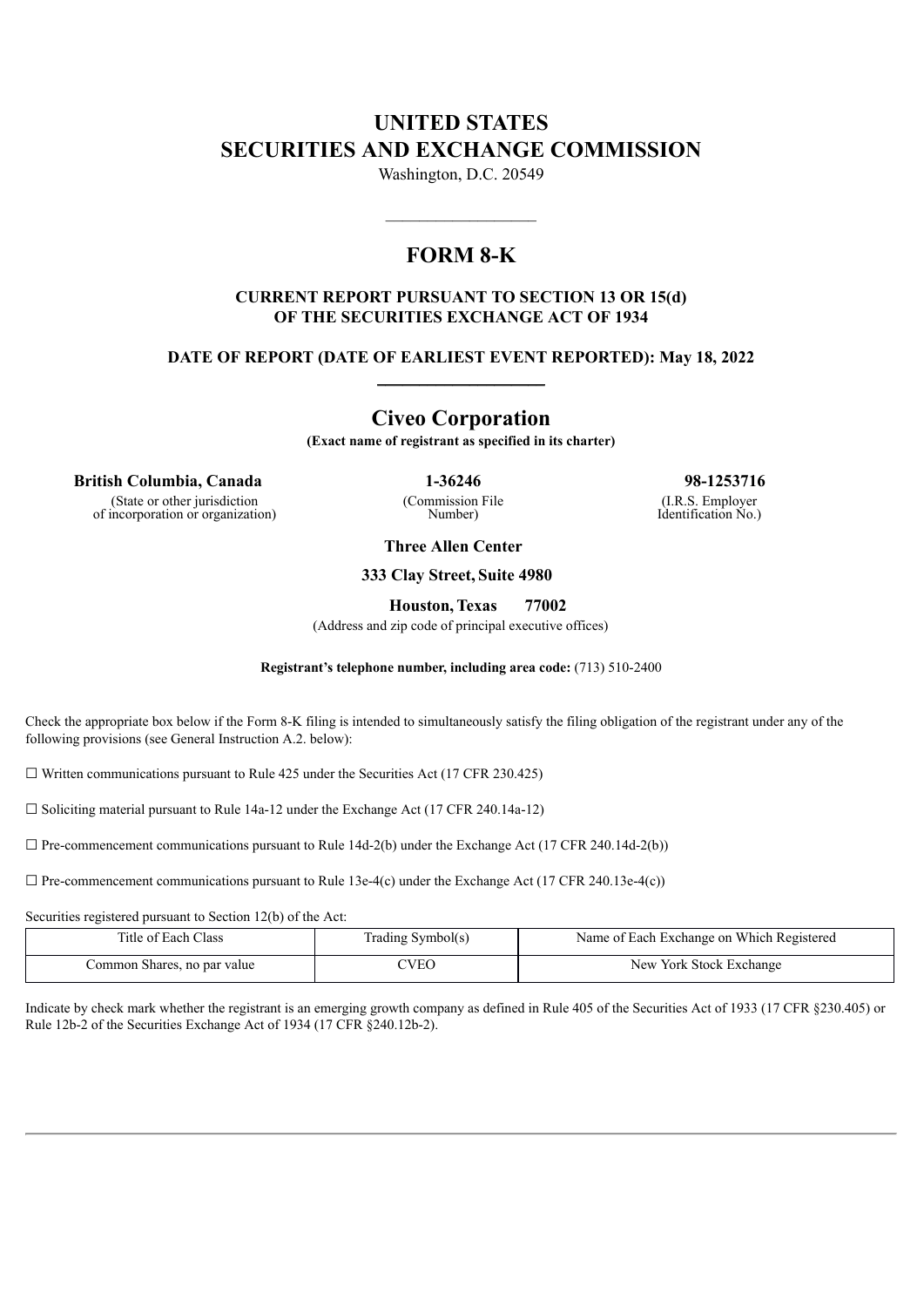# UNITED STATES
# SECURITIES AND EXCHANGE COMMISSION

Washington, D.C. 20549

---

## FORM 8-K

**CURRENT REPORT PURSUANT TO SECTION 13 OR 15(d)**
**OF THE SECURITIES EXCHANGE ACT OF 1934**

**DATE OF REPORT (DATE OF EARLIEST EVENT REPORTED): May 18, 2022**

---

## Civeo Corporation

**(Exact name of registrant as specified in its charter)**

| | | |
|---|---|---|
| **British Columbia, Canada** | **1-36246** | **98-1253716** |
| (State or other jurisdiction of incorporation or organization) | (Commission File Number) | (I.R.S. Employer Identification No.) |

**Three Allen Center**

**333 Clay Street, Suite 4980**

**Houston, Texas 77002**

(Address and zip code of principal executive offices)

**Registrant's telephone number, including area code:** (713) 510-2400

Check the appropriate box below if the Form 8-K filing is intended to simultaneously satisfy the filing obligation of the registrant under any of the following provisions (see General Instruction A.2. below):

☐ Written communications pursuant to Rule 425 under the Securities Act (17 CFR 230.425)

☐ Soliciting material pursuant to Rule 14a-12 under the Exchange Act (17 CFR 240.14a-12)

☐ Pre-commencement communications pursuant to Rule 14d-2(b) under the Exchange Act (17 CFR 240.14d-2(b))

☐ Pre-commencement communications pursuant to Rule 13e-4(c) under the Exchange Act (17 CFR 240.13e-4(c))

Securities registered pursuant to Section 12(b) of the Act:

| Title of Each Class | Trading Symbol(s) | Name of Each Exchange on Which Registered |
|---|---|---|
| Common Shares, no par value | CVEO | New York Stock Exchange |

Indicate by check mark whether the registrant is an emerging growth company as defined in Rule 405 of the Securities Act of 1933 (17 CFR §230.405) or Rule 12b-2 of the Securities Exchange Act of 1934 (17 CFR §240.12b-2).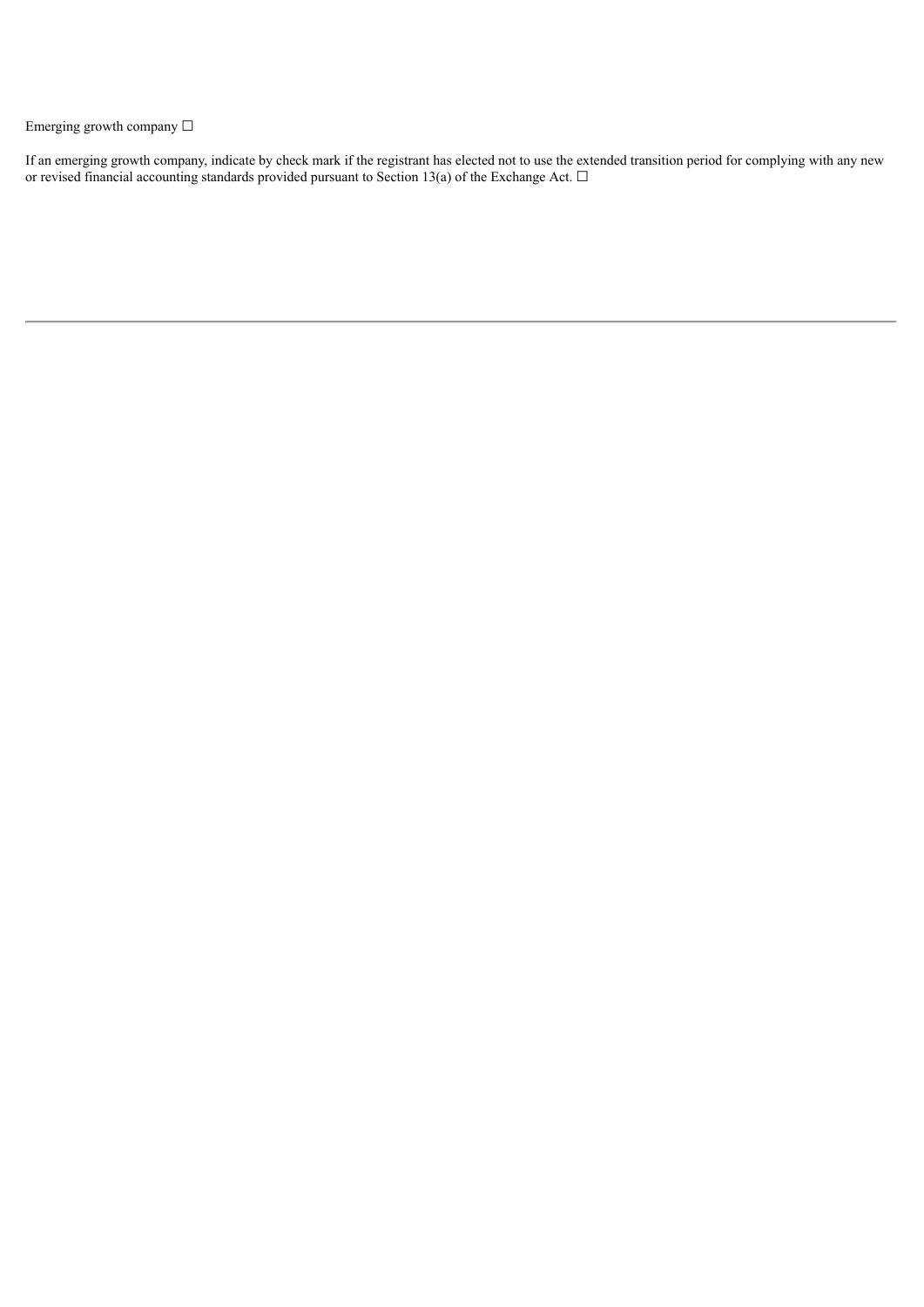Emerging growth company ☐

If an emerging growth company, indicate by check mark if the registrant has elected not to use the extended transition period for complying with any new or revised financial accounting standards provided pursuant to Section 13(a) of the Exchange Act. ☐

---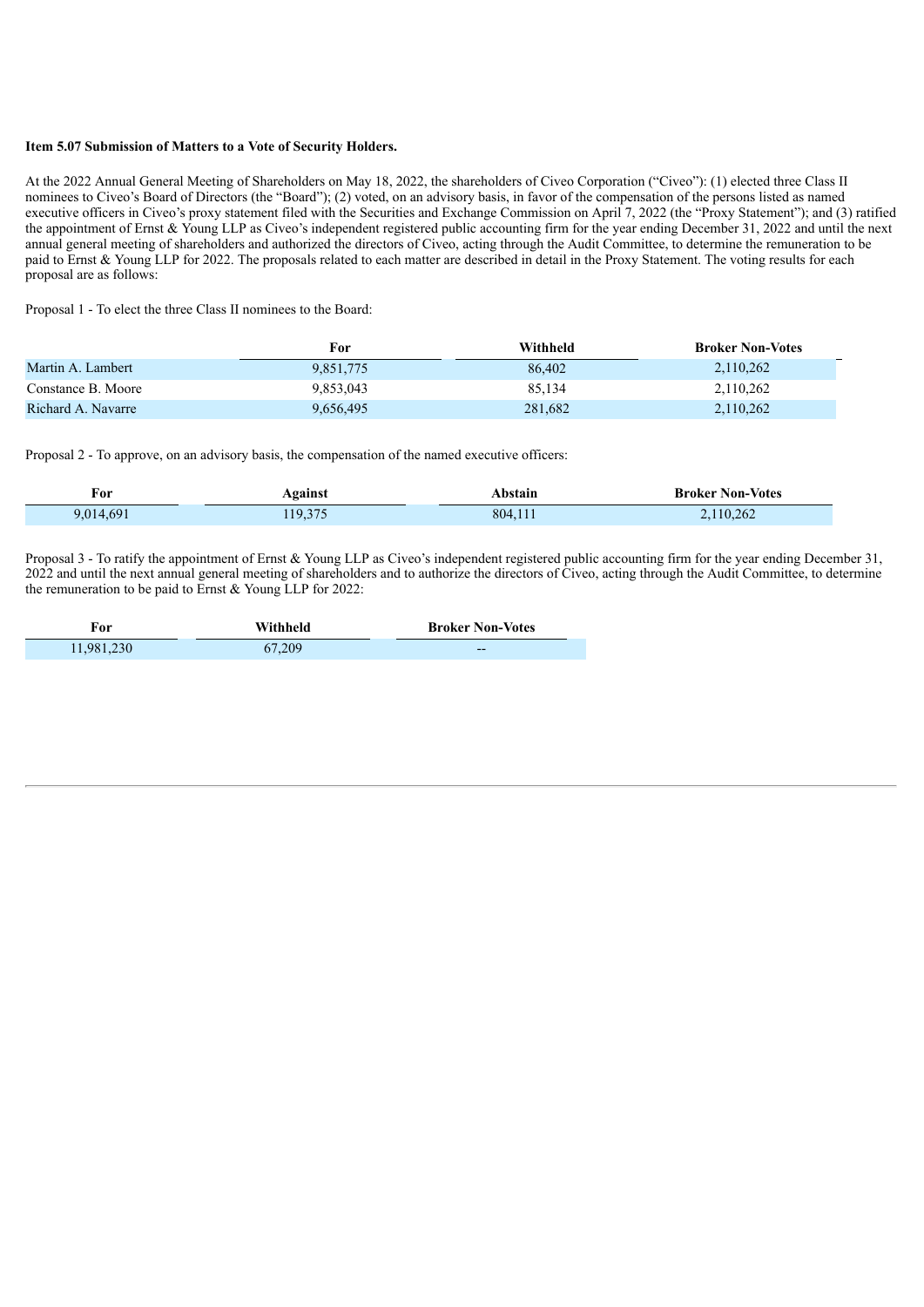**Item 5.07 Submission of Matters to a Vote of Security Holders.**

At the 2022 Annual General Meeting of Shareholders on May 18, 2022, the shareholders of Civeo Corporation ("Civeo"): (1) elected three Class II nominees to Civeo's Board of Directors (the "Board"); (2) voted, on an advisory basis, in favor of the compensation of the persons listed as named executive officers in Civeo's proxy statement filed with the Securities and Exchange Commission on April 7, 2022 (the "Proxy Statement"); and (3) ratified the appointment of Ernst & Young LLP as Civeo's independent registered public accounting firm for the year ending December 31, 2022 and until the next annual general meeting of shareholders and authorized the directors of Civeo, acting through the Audit Committee, to determine the remuneration to be paid to Ernst & Young LLP for 2022. The proposals related to each matter are described in detail in the Proxy Statement. The voting results for each proposal are as follows:

Proposal 1 - To elect the three Class II nominees to the Board:

| | For | Withheld | Broker Non-Votes |
|---|---|---|---|
| Martin A. Lambert | 9,851,775 | 86,402 | 2,110,262 |
| Constance B. Moore | 9,853,043 | 85,134 | 2,110,262 |
| Richard A. Navarre | 9,656,495 | 281,682 | 2,110,262 |

Proposal 2 - To approve, on an advisory basis, the compensation of the named executive officers:

| For | Against | Abstain | Broker Non-Votes |
|---|---|---|---|
| 9,014,691 | 119,375 | 804,111 | 2,110,262 |

Proposal 3 - To ratify the appointment of Ernst & Young LLP as Civeo's independent registered public accounting firm for the year ending December 31, 2022 and until the next annual general meeting of shareholders and to authorize the directors of Civeo, acting through the Audit Committee, to determine the remuneration to be paid to Ernst & Young LLP for 2022:

| For | Withheld | Broker Non-Votes |
|---|---|---|
| 11,981,230 | 67,209 | -- |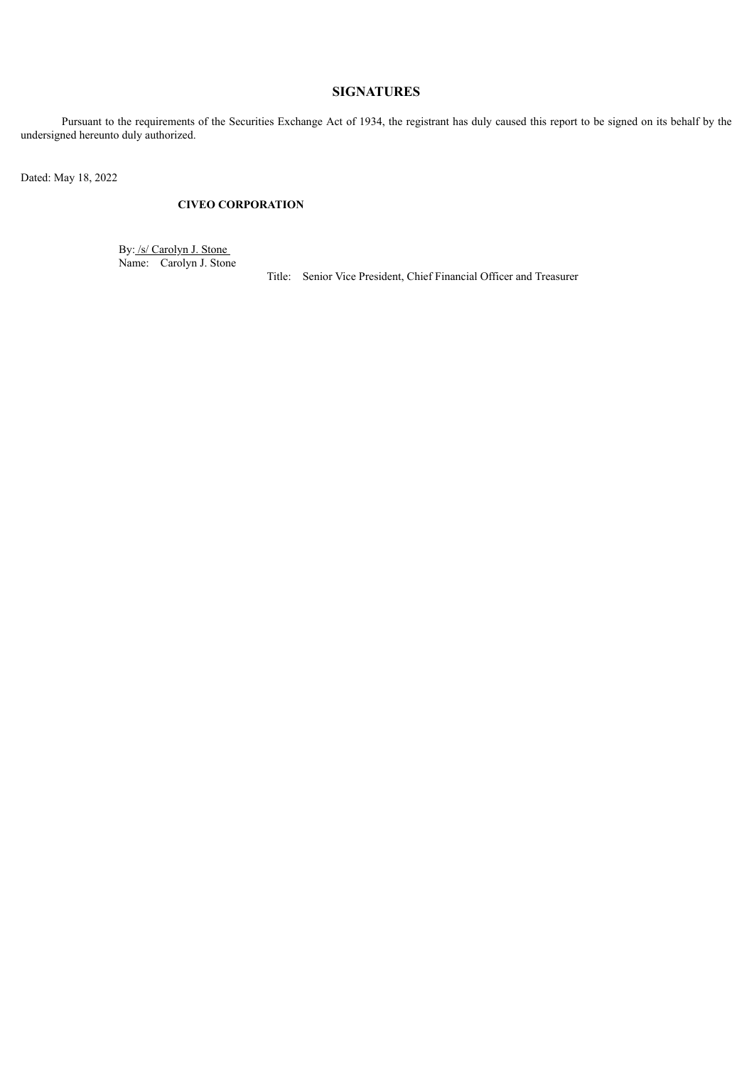## SIGNATURES

Pursuant to the requirements of the Securities Exchange Act of 1934, the registrant has duly caused this report to be signed on its behalf by the undersigned hereunto duly authorized.

Dated: May 18, 2022

**CIVEO CORPORATION**

By: /s/ Carolyn J. Stone
Name: Carolyn J. Stone
Title: Senior Vice President, Chief Financial Officer and Treasurer